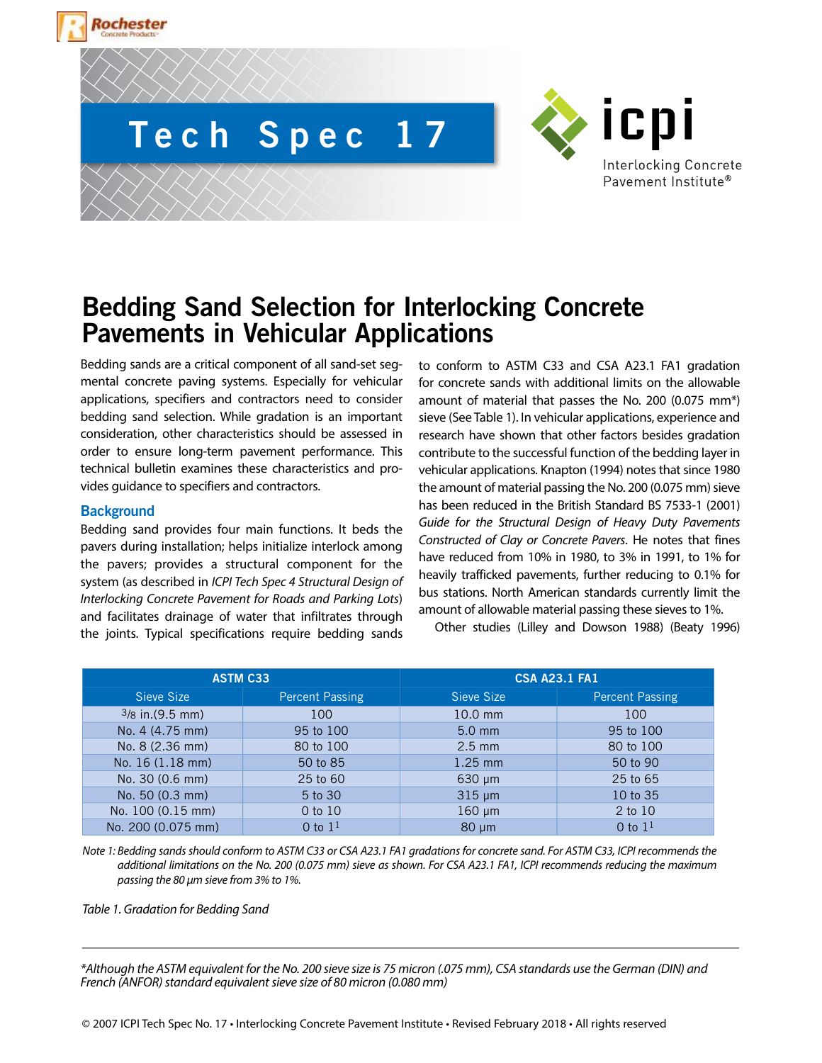Tech Spec 17

# Bedding Sand Selection for Interlocking Concrete Pavements in Vehicular Applications

Bedding sands are a critical component of all sand-set segmental concrete paving systems. Especially for vehicular applications, specifiers and contractors need to consider bedding sand selection. While gradation is an important consideration, other characteristics should be assessed in order to ensure long-term pavement performance. This technical bulletin examines these characteristics and provides guidance to specifiers and contractors.

## Background

Bedding sand provides four main functions. It beds the pavers during installation; helps initialize interlock among the pavers; provides a structural component for the system (as described in *ICPI Tech Spec 4 Structural Design of Interlocking Concrete Pavement for Roads and Parking Lots*) and facilitates drainage of water that infiltrates through the joints. Typical specifications require bedding sands to conform to ASTM C33 and CSA A23.1 FA1 gradation for concrete sands with additional limits on the allowable amount of material that passes the No. 200 (0.075 mm*) sieve (See Table 1). In vehicular applications, experience and research have shown that other factors besides gradation contribute to the successful function of the bedding layer in vehicular applications. Knapton (1994) notes that since 1980 the amount of material passing the No. 200 (0.075 mm) sieve has been reduced in the British Standard BS 7533-1 (2001) *Guide for the Structural Design of Heavy Duty Pavements Constructed of Clay or Concrete Pavers*. He notes that fines have reduced from 10% in 1980, to 3% in 1991, to 1% for heavily trafficked pavements, further reducing to 0.1% for bus stations. North American standards currently limit the amount of allowable material passing these sieves to 1%.

Other studies (Lilley and Dowson 1988) (Beaty 1996)

| ASTM C33 | | CSA A23.1 FA1 | |
|---|---|---|---|
| Sieve Size | Percent Passing | Sieve Size | Percent Passing |
| 3/8 in.(9.5 mm) | 100 | 10.0 mm | 100 |
| No. 4 (4.75 mm) | 95 to 100 | 5.0 mm | 95 to 100 |
| No. 8 (2.36 mm) | 80 to 100 | 2.5 mm | 80 to 100 |
| No. 16 (1.18 mm) | 50 to 85 | 1.25 mm | 50 to 90 |
| No. 30 (0.6 mm) | 25 to 60 | 630 μm | 25 to 65 |
| No. 50 (0.3 mm) | 5 to 30 | 315 μm | 10 to 35 |
| No. 100 (0.15 mm) | 0 to 10 | 160 μm | 2 to 10 |
| No. 200 (0.075 mm) | 0 to 1[1] | 80 μm | 0 to 1[1] |

*Note 1: Bedding sands should conform to ASTM C33 or CSA A23.1 FA1 gradations for concrete sand. For ASTM C33, ICPI recommends the additional limitations on the No. 200 (0.075 mm) sieve as shown. For CSA A23.1 FA1, ICPI recommends reducing the maximum passing the 80 μm sieve from 3% to 1%.*

*Table 1. Gradation for Bedding Sand*

*\*Although the ASTM equivalent for the No. 200 sieve size is 75 micron (.075 mm), CSA standards use the German (DIN) and French (ANFOR) standard equivalent sieve size of 80 micron (0.080 mm)*

© 2007 ICPI Tech Spec No. 17 • Interlocking Concrete Pavement Institute • Revised February 2018 • All rights reserved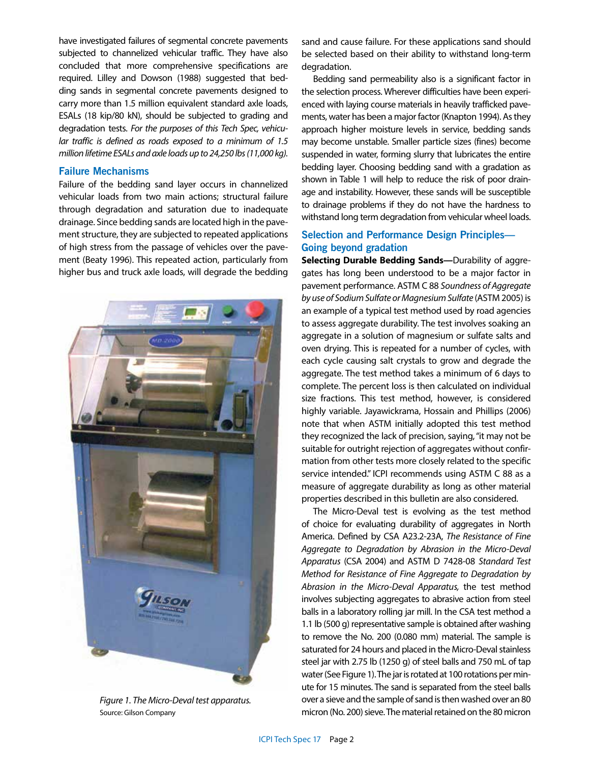have investigated failures of segmental concrete pavements subjected to channelized vehicular traffic. They have also concluded that more comprehensive specifications are required. Lilley and Dowson (1988) suggested that bedding sands in segmental concrete pavements designed to carry more than 1.5 million equivalent standard axle loads, ESALs (18 kip/80 kN), should be subjected to grading and degradation tests. *For the purposes of this Tech Spec, vehicular traffic is defined as roads exposed to a minimum of 1.5 million lifetime ESALs and axle loads up to 24,250 lbs (11,000 kg).*

## Failure Mechanisms

Failure of the bedding sand layer occurs in channelized vehicular loads from two main actions; structural failure through degradation and saturation due to inadequate drainage. Since bedding sands are located high in the pavement structure, they are subjected to repeated applications of high stress from the passage of vehicles over the pavement (Beaty 1996). This repeated action, particularly from higher bus and truck axle loads, will degrade the bedding sand and cause failure. For these applications sand should be selected based on their ability to withstand long-term degradation.

Bedding sand permeability also is a significant factor in the selection process. Wherever difficulties have been experienced with laying course materials in heavily trafficked pavements, water has been a major factor (Knapton 1994). As they approach higher moisture levels in service, bedding sands may become unstable. Smaller particle sizes (fines) become suspended in water, forming slurry that lubricates the entire bedding layer. Choosing bedding sand with a gradation as shown in Table 1 will help to reduce the risk of poor drainage and instability. However, these sands will be susceptible to drainage problems if they do not have the hardness to withstand long term degradation from vehicular wheel loads.

*Figure 1. The Micro-Deval test apparatus.*
Source: Gilson Company

## Selection and Performance Design Principles—Going beyond gradation

**Selecting Durable Bedding Sands—**Durability of aggregates has long been understood to be a major factor in pavement performance. ASTM C 88 *Soundness of Aggregate by use of Sodium Sulfate or Magnesium Sulfate* (ASTM 2005) is an example of a typical test method used by road agencies to assess aggregate durability. The test involves soaking an aggregate in a solution of magnesium or sulfate salts and oven drying. This is repeated for a number of cycles, with each cycle causing salt crystals to grow and degrade the aggregate. The test method takes a minimum of 6 days to complete. The percent loss is then calculated on individual size fractions. This test method, however, is considered highly variable. Jayawickrama, Hossain and Phillips (2006) note that when ASTM initially adopted this test method they recognized the lack of precision, saying, "it may not be suitable for outright rejection of aggregates without confirmation from other tests more closely related to the specific service intended." ICPI recommends using ASTM C 88 as a measure of aggregate durability as long as other material properties described in this bulletin are also considered.

The Micro-Deval test is evolving as the test method of choice for evaluating durability of aggregates in North America. Defined by CSA A23.2-23A, *The Resistance of Fine Aggregate to Degradation by Abrasion in the Micro-Deval Apparatus* (CSA 2004) and ASTM D 7428-08 *Standard Test Method for Resistance of Fine Aggregate to Degradation by Abrasion in the Micro-Deval Apparatus,* the test method involves subjecting aggregates to abrasive action from steel balls in a laboratory rolling jar mill. In the CSA test method a 1.1 lb (500 g) representative sample is obtained after washing to remove the No. 200 (0.080 mm) material. The sample is saturated for 24 hours and placed in the Micro-Deval stainless steel jar with 2.75 lb (1250 g) of steel balls and 750 mL of tap water (See Figure 1). The jar is rotated at 100 rotations per minute for 15 minutes. The sand is separated from the steel balls over a sieve and the sample of sand is then washed over an 80 micron (No. 200) sieve. The material retained on the 80 micron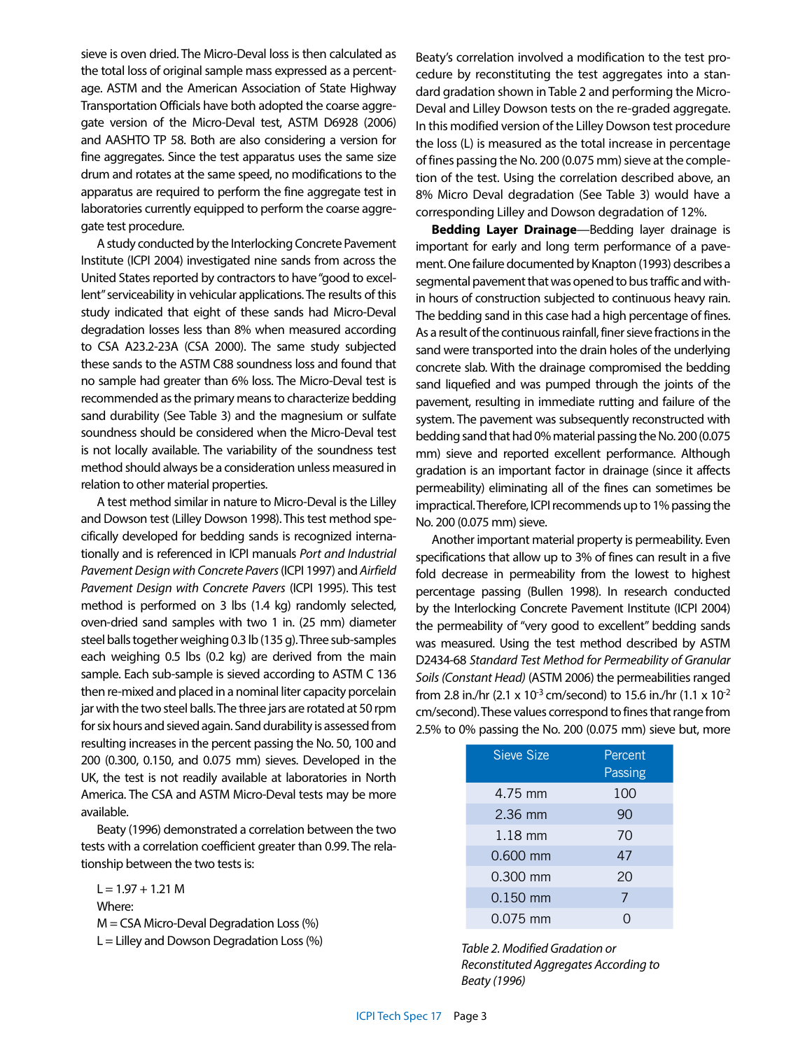sieve is oven dried. The Micro-Deval loss is then calculated as the total loss of original sample mass expressed as a percentage. ASTM and the American Association of State Highway Transportation Officials have both adopted the coarse aggregate version of the Micro-Deval test, ASTM D6928 (2006) and AASHTO TP 58. Both are also considering a version for fine aggregates. Since the test apparatus uses the same size drum and rotates at the same speed, no modifications to the apparatus are required to perform the fine aggregate test in laboratories currently equipped to perform the coarse aggregate test procedure.

A study conducted by the Interlocking Concrete Pavement Institute (ICPI 2004) investigated nine sands from across the United States reported by contractors to have "good to excellent" serviceability in vehicular applications. The results of this study indicated that eight of these sands had Micro-Deval degradation losses less than 8% when measured according to CSA A23.2-23A (CSA 2000). The same study subjected these sands to the ASTM C88 soundness loss and found that no sample had greater than 6% loss. The Micro-Deval test is recommended as the primary means to characterize bedding sand durability (See Table 3) and the magnesium or sulfate soundness should be considered when the Micro-Deval test is not locally available. The variability of the soundness test method should always be a consideration unless measured in relation to other material properties.

A test method similar in nature to Micro-Deval is the Lilley and Dowson test (Lilley Dowson 1998). This test method specifically developed for bedding sands is recognized internationally and is referenced in ICPI manuals *Port and Industrial Pavement Design with Concrete Pavers* (ICPI 1997) and *Airfield Pavement Design with Concrete Pavers* (ICPI 1995). This test method is performed on 3 lbs (1.4 kg) randomly selected, oven-dried sand samples with two 1 in. (25 mm) diameter steel balls together weighing 0.3 lb (135 g). Three sub-samples each weighing 0.5 lbs (0.2 kg) are derived from the main sample. Each sub-sample is sieved according to ASTM C 136 then re-mixed and placed in a nominal liter capacity porcelain jar with the two steel balls. The three jars are rotated at 50 rpm for six hours and sieved again. Sand durability is assessed from resulting increases in the percent passing the No. 50, 100 and 200 (0.300, 0.150, and 0.075 mm) sieves. Developed in the UK, the test is not readily available at laboratories in North America. The CSA and ASTM Micro-Deval tests may be more available.

Beaty (1996) demonstrated a correlation between the two tests with a correlation coefficient greater than 0.99. The relationship between the two tests is:

$$L = 1.97 + 1.21\,M$$

Where:
M = CSA Micro-Deval Degradation Loss (%)
L = Lilley and Dowson Degradation Loss (%)

Beaty's correlation involved a modification to the test procedure by reconstituting the test aggregates into a standard gradation shown in Table 2 and performing the Micro-Deval and Lilley Dowson tests on the re-graded aggregate. In this modified version of the Lilley Dowson test procedure the loss (L) is measured as the total increase in percentage of fines passing the No. 200 (0.075 mm) sieve at the completion of the test. Using the correlation described above, an 8% Micro Deval degradation (See Table 3) would have a corresponding Lilley and Dowson degradation of 12%.

**Bedding Layer Drainage**—Bedding layer drainage is important for early and long term performance of a pavement. One failure documented by Knapton (1993) describes a segmental pavement that was opened to bus traffic and within hours of construction subjected to continuous heavy rain. The bedding sand in this case had a high percentage of fines. As a result of the continuous rainfall, finer sieve fractions in the sand were transported into the drain holes of the underlying concrete slab. With the drainage compromised the bedding sand liquefied and was pumped through the joints of the pavement, resulting in immediate rutting and failure of the system. The pavement was subsequently reconstructed with bedding sand that had 0% material passing the No. 200 (0.075 mm) sieve and reported excellent performance. Although gradation is an important factor in drainage (since it affects permeability) eliminating all of the fines can sometimes be impractical. Therefore, ICPI recommends up to 1% passing the No. 200 (0.075 mm) sieve.

Another important material property is permeability. Even specifications that allow up to 3% of fines can result in a five fold decrease in permeability from the lowest to highest percentage passing (Bullen 1998). In research conducted by the Interlocking Concrete Pavement Institute (ICPI 2004) the permeability of "very good to excellent" bedding sands was measured. Using the test method described by ASTM D2434-68 *Standard Test Method for Permeability of Granular Soils (Constant Head)* (ASTM 2006) the permeabilities ranged from 2.8 in./hr ($2.1 \times 10^{-3}$ cm/second) to 15.6 in./hr ($1.1 \times 10^{-2}$ cm/second). These values correspond to fines that range from 2.5% to 0% passing the No. 200 (0.075 mm) sieve but, more

| Sieve Size | Percent Passing |
|---|---|
| 4.75 mm | 100 |
| 2.36 mm | 90 |
| 1.18 mm | 70 |
| 0.600 mm | 47 |
| 0.300 mm | 20 |
| 0.150 mm | 7 |
| 0.075 mm | 0 |

*Table 2. Modified Gradation or Reconstituted Aggregates According to Beaty (1996)*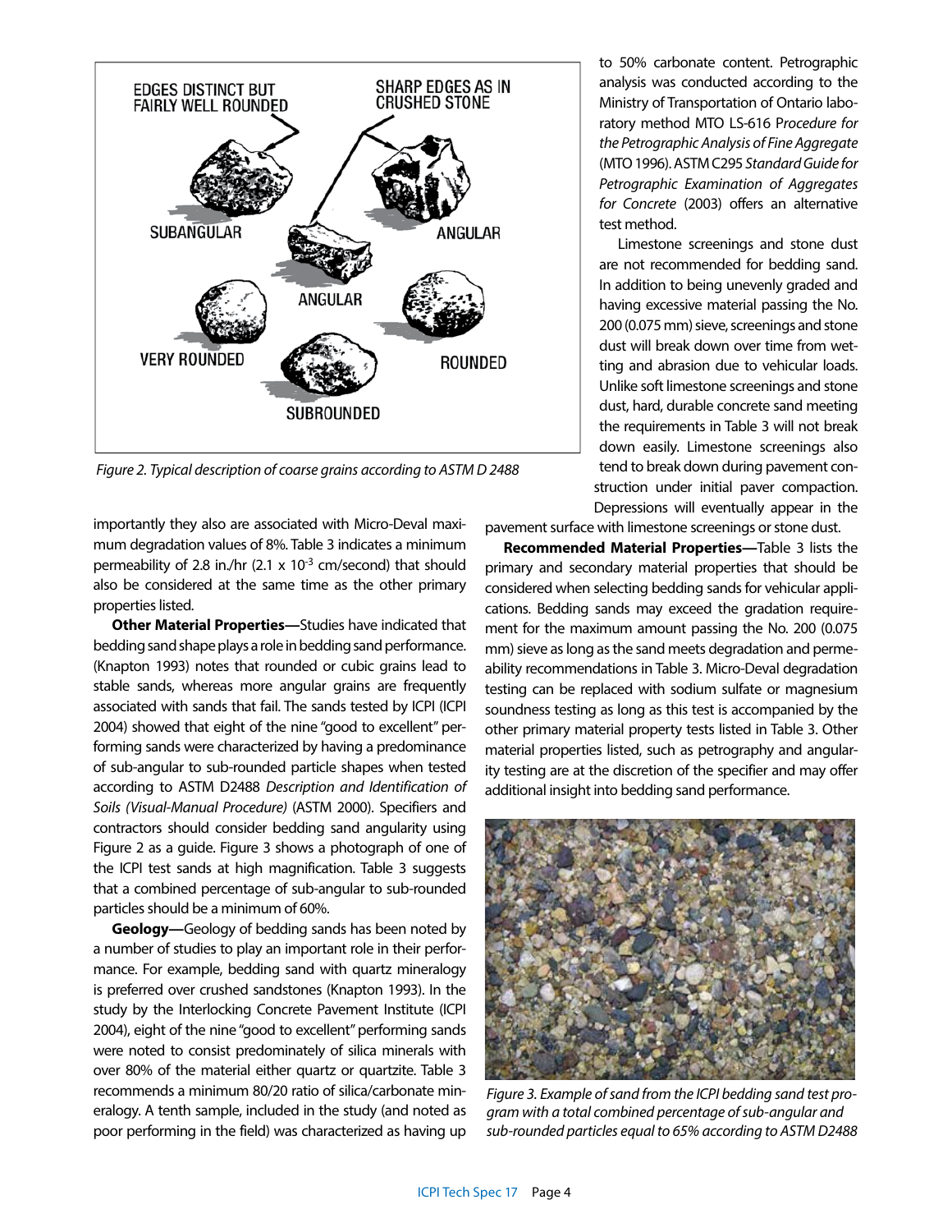Figure 2. Typical description of coarse grains according to ASTM D 2488

importantly they also are associated with Micro-Deval maximum degradation values of 8%. Table 3 indicates a minimum permeability of 2.8 in./hr (2.1 x $10^{-3}$ cm/second) that should also be considered at the same time as the other primary properties listed.

**Other Material Properties—**Studies have indicated that bedding sand shape plays a role in bedding sand performance. (Knapton 1993) notes that rounded or cubic grains lead to stable sands, whereas more angular grains are frequently associated with sands that fail. The sands tested by ICPI (ICPI 2004) showed that eight of the nine "good to excellent" performing sands were characterized by having a predominance of sub-angular to sub-rounded particle shapes when tested according to ASTM D2488 *Description and Identification of Soils (Visual-Manual Procedure)* (ASTM 2000). Specifiers and contractors should consider bedding sand angularity using Figure 2 as a guide. Figure 3 shows a photograph of one of the ICPI test sands at high magnification. Table 3 suggests that a combined percentage of sub-angular to sub-rounded particles should be a minimum of 60%.

**Geology—**Geology of bedding sands has been noted by a number of studies to play an important role in their performance. For example, bedding sand with quartz mineralogy is preferred over crushed sandstones (Knapton 1993). In the study by the Interlocking Concrete Pavement Institute (ICPI 2004), eight of the nine "good to excellent" performing sands were noted to consist predominately of silica minerals with over 80% of the material either quartz or quartzite. Table 3 recommends a minimum 80/20 ratio of silica/carbonate mineralogy. A tenth sample, included in the study (and noted as poor performing in the field) was characterized as having up to 50% carbonate content. Petrographic analysis was conducted according to the Ministry of Transportation of Ontario laboratory method MTO LS-616 *Procedure for the Petrographic Analysis of Fine Aggregate* (MTO 1996). ASTM C295 *Standard Guide for Petrographic Examination of Aggregates for Concrete* (2003) offers an alternative test method.

Limestone screenings and stone dust are not recommended for bedding sand. In addition to being unevenly graded and having excessive material passing the No. 200 (0.075 mm) sieve, screenings and stone dust will break down over time from wetting and abrasion due to vehicular loads. Unlike soft limestone screenings and stone dust, hard, durable concrete sand meeting the requirements in Table 3 will not break down easily. Limestone screenings also tend to break down during pavement construction under initial paver compaction. Depressions will eventually appear in the pavement surface with limestone screenings or stone dust.

**Recommended Material Properties—**Table 3 lists the primary and secondary material properties that should be considered when selecting bedding sands for vehicular applications. Bedding sands may exceed the gradation requirement for the maximum amount passing the No. 200 (0.075 mm) sieve as long as the sand meets degradation and permeability recommendations in Table 3. Micro-Deval degradation testing can be replaced with sodium sulfate or magnesium soundness testing as long as this test is accompanied by the other primary material property tests listed in Table 3. Other material properties listed, such as petrography and angularity testing are at the discretion of the specifier and may offer additional insight into bedding sand performance.

Figure 3. Example of sand from the ICPI bedding sand test program with a total combined percentage of sub-angular and sub-rounded particles equal to 65% according to ASTM D2488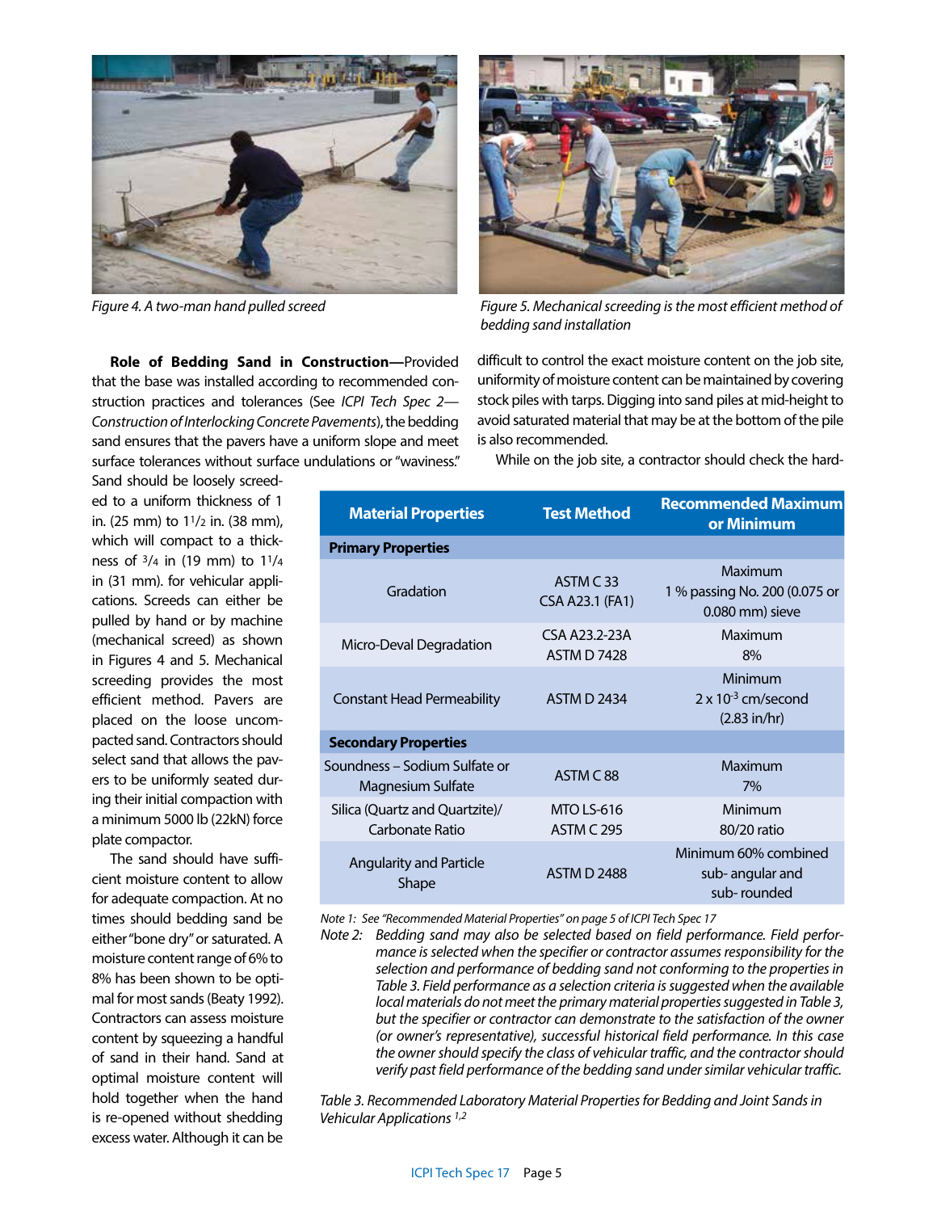Figure 4. A two-man hand pulled screed

Figure 5. Mechanical screeding is the most efficient method of bedding sand installation

**Role of Bedding Sand in Construction—**Provided that the base was installed according to recommended construction practices and tolerances (See *ICPI Tech Spec 2—Construction of Interlocking Concrete Pavements*), the bedding sand ensures that the pavers have a uniform slope and meet surface tolerances without surface undulations or "waviness." Sand should be loosely screeded to a uniform thickness of 1 in. (25 mm) to 1 1/2 in. (38 mm), which will compact to a thickness of 3/4 in (19 mm) to 1 1/4 in (31 mm). for vehicular applications. Screeds can either be pulled by hand or by machine (mechanical screed) as shown in Figures 4 and 5. Mechanical screeding provides the most efficient method. Pavers are placed on the loose uncompacted sand. Contractors should select sand that allows the pavers to be uniformly seated during their initial compaction with a minimum 5000 lb (22kN) force plate compactor.

The sand should have sufficient moisture content to allow for adequate compaction. At no times should bedding sand be either "bone dry" or saturated. A moisture content range of 6% to 8% has been shown to be optimal for most sands (Beaty 1992). Contractors can assess moisture content by squeezing a handful of sand in their hand. Sand at optimal moisture content will hold together when the hand is re-opened without shedding excess water. Although it can be difficult to control the exact moisture content on the job site, uniformity of moisture content can be maintained by covering stock piles with tarps. Digging into sand piles at mid-height to avoid saturated material that may be at the bottom of the pile is also recommended.

While on the job site, a contractor should check the hard-

| Material Properties | Test Method | Recommended Maximum or Minimum |
|---|---|---|
| **Primary Properties** | | |
| Gradation | ASTM C 33<br>CSA A23.1 (FA1) | Maximum<br>1 % passing No. 200 (0.075 or 0.080 mm) sieve |
| Micro-Deval Degradation | CSA A23.2-23A<br>ASTM D 7428 | Maximum<br>8% |
| Constant Head Permeability | ASTM D 2434 | Minimum<br>$2 \times 10^{-3}$ cm/second<br>(2.83 in/hr) |
| **Secondary Properties** | | |
| Soundness – Sodium Sulfate or Magnesium Sulfate | ASTM C 88 | Maximum<br>7% |
| Silica (Quartz and Quartzite)/ Carbonate Ratio | MTO LS-616<br>ASTM C 295 | Minimum<br>80/20 ratio |
| Angularity and Particle Shape | ASTM D 2488 | Minimum 60% combined sub- angular and sub- rounded |

*Note 1: See "Recommended Material Properties" on page 5 of ICPI Tech Spec 17*

*Note 2: Bedding sand may also be selected based on field performance. Field performance is selected when the specifier or contractor assumes responsibility for the selection and performance of bedding sand not conforming to the properties in Table 3. Field performance as a selection criteria is suggested when the available local materials do not meet the primary material properties suggested in Table 3, but the specifier or contractor can demonstrate to the satisfaction of the owner (or owner's representative), successful historical field performance. In this case the owner should specify the class of vehicular traffic, and the contractor should verify past field performance of the bedding sand under similar vehicular traffic.*

*Table 3. Recommended Laboratory Material Properties for Bedding and Joint Sands in Vehicular Applications [1,2]*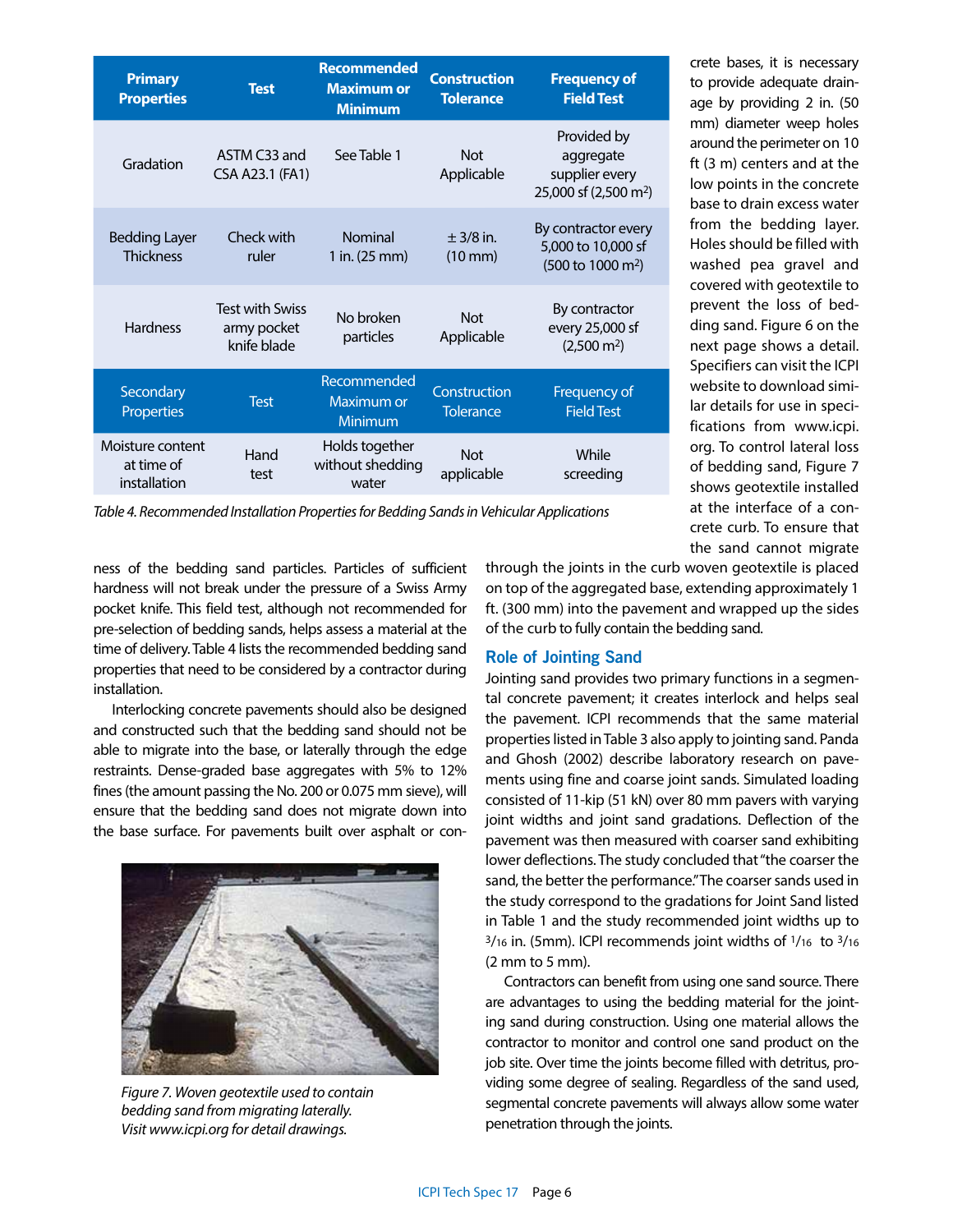| Primary Properties | Test | Recommended Maximum or Minimum | Construction Tolerance | Frequency of Field Test |
|---|---|---|---|---|
| Gradation | ASTM C33 and CSA A23.1 (FA1) | See Table 1 | Not Applicable | Provided by aggregate supplier every 25,000 sf (2,500 m²) |
| Bedding Layer Thickness | Check with ruler | Nominal 1 in. (25 mm) | ± 3/8 in. (10 mm) | By contractor every 5,000 to 10,000 sf (500 to 1000 m²) |
| Hardness | Test with Swiss army pocket knife blade | No broken particles | Not Applicable | By contractor every 25,000 sf (2,500 m²) |
| **Secondary Properties** | **Test** | **Recommended Maximum or Minimum** | **Construction Tolerance** | **Frequency of Field Test** |
| Moisture content at time of installation | Hand test | Holds together without shedding water | Not applicable | While screeding |

*Table 4. Recommended Installation Properties for Bedding Sands in Vehicular Applications*

ness of the bedding sand particles. Particles of sufficient hardness will not break under the pressure of a Swiss Army pocket knife. This field test, although not recommended for pre-selection of bedding sands, helps assess a material at the time of delivery. Table 4 lists the recommended bedding sand properties that need to be considered by a contractor during installation.

Interlocking concrete pavements should also be designed and constructed such that the bedding sand should not be able to migrate into the base, or laterally through the edge restraints. Dense-graded base aggregates with 5% to 12% fines (the amount passing the No. 200 or 0.075 mm sieve), will ensure that the bedding sand does not migrate down into the base surface. For pavements built over asphalt or concrete bases, it is necessary to provide adequate drainage by providing 2 in. (50 mm) diameter weep holes around the perimeter on 10 ft (3 m) centers and at the low points in the concrete base to drain excess water from the bedding layer. Holes should be filled with washed pea gravel and covered with geotextile to prevent the loss of bedding sand. Figure 6 on the next page shows a detail. Specifiers can visit the ICPI website to download similar details for use in specifications from www.icpi.org. To control lateral loss of bedding sand, Figure 7 shows geotextile installed at the interface of a concrete curb. To ensure that the sand cannot migrate through the joints in the curb woven geotextile is placed on top of the aggregated base, extending approximately 1 ft. (300 mm) into the pavement and wrapped up the sides of the curb to fully contain the bedding sand.

*Figure 7. Woven geotextile used to contain bedding sand from migrating laterally. Visit www.icpi.org for detail drawings.*

## Role of Jointing Sand

Jointing sand provides two primary functions in a segmental concrete pavement; it creates interlock and helps seal the pavement. ICPI recommends that the same material properties listed in Table 3 also apply to jointing sand. Panda and Ghosh (2002) describe laboratory research on pavements using fine and coarse joint sands. Simulated loading consisted of 11-kip (51 kN) over 80 mm pavers with varying joint widths and joint sand gradations. Deflection of the pavement was then measured with coarser sand exhibiting lower deflections. The study concluded that "the coarser the sand, the better the performance." The coarser sands used in the study correspond to the gradations for Joint Sand listed in Table 1 and the study recommended joint widths up to 3/16 in. (5mm). ICPI recommends joint widths of 1/16 to 3/16 (2 mm to 5 mm).

Contractors can benefit from using one sand source. There are advantages to using the bedding material for the jointing sand during construction. Using one material allows the contractor to monitor and control one sand product on the job site. Over time the joints become filled with detritus, providing some degree of sealing. Regardless of the sand used, segmental concrete pavements will always allow some water penetration through the joints.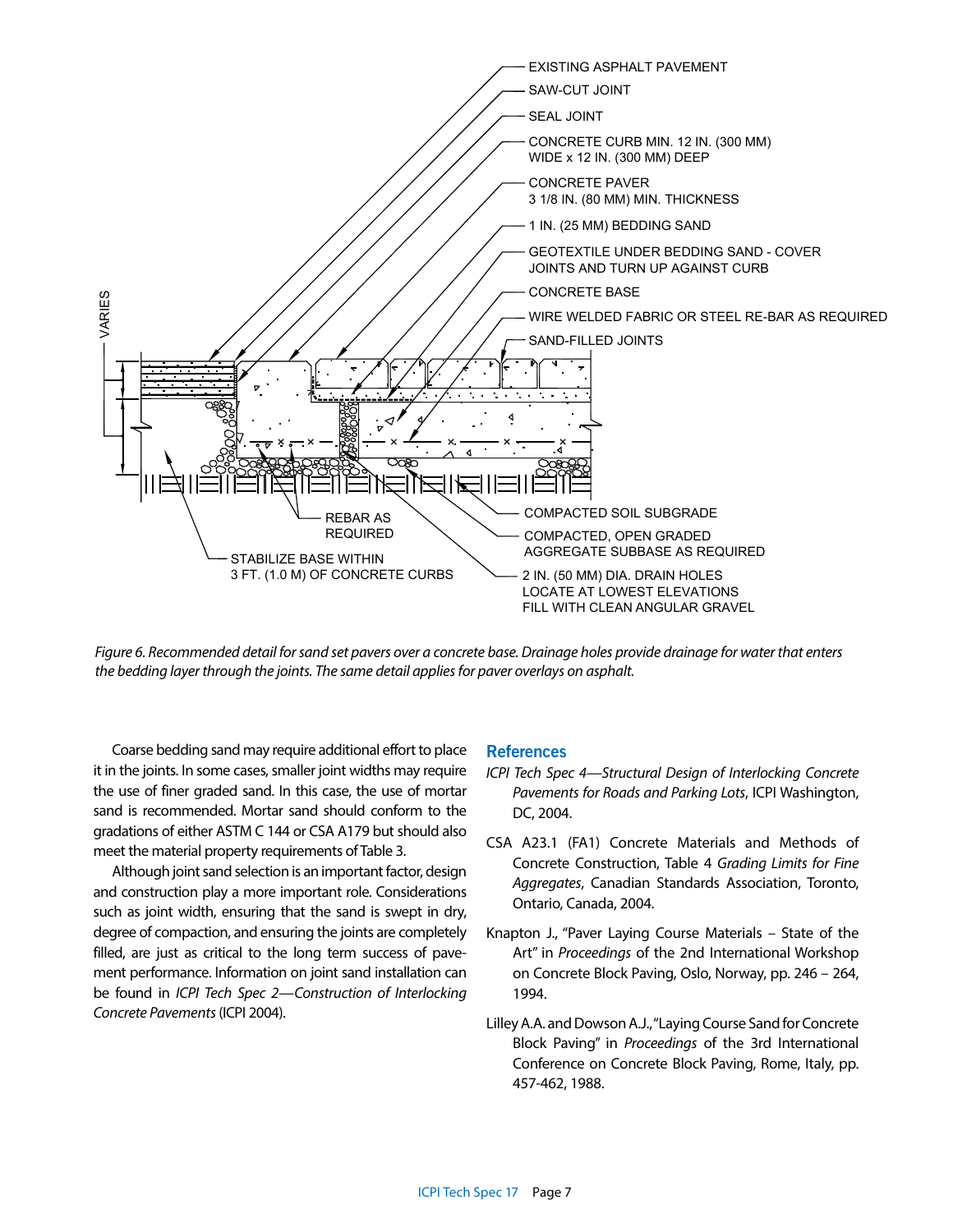EXISTING ASPHALT PAVEMENT

SAW-CUT JOINT

SEAL JOINT

CONCRETE CURB MIN. 12 IN. (300 MM) WIDE x 12 IN. (300 MM) DEEP

CONCRETE PAVER 3 1/8 IN. (80 MM) MIN. THICKNESS

1 IN. (25 MM) BEDDING SAND

GEOTEXTILE UNDER BEDDING SAND - COVER JOINTS AND TURN UP AGAINST CURB

CONCRETE BASE

WIRE WELDED FABRIC OR STEEL RE-BAR AS REQUIRED

SAND-FILLED JOINTS

VARIES

REBAR AS REQUIRED

STABILIZE BASE WITHIN 3 FT. (1.0 M) OF CONCRETE CURBS

COMPACTED SOIL SUBGRADE

COMPACTED, OPEN GRADED AGGREGATE SUBBASE AS REQUIRED

2 IN. (50 MM) DIA. DRAIN HOLES LOCATE AT LOWEST ELEVATIONS FILL WITH CLEAN ANGULAR GRAVEL

*Figure 6. Recommended detail for sand set pavers over a concrete base. Drainage holes provide drainage for water that enters the bedding layer through the joints. The same detail applies for paver overlays on asphalt.*

Coarse bedding sand may require additional effort to place it in the joints. In some cases, smaller joint widths may require the use of finer graded sand. In this case, the use of mortar sand is recommended. Mortar sand should conform to the gradations of either ASTM C 144 or CSA A179 but should also meet the material property requirements of Table 3.

Although joint sand selection is an important factor, design and construction play a more important role. Considerations such as joint width, ensuring that the sand is swept in dry, degree of compaction, and ensuring the joints are completely filled, are just as critical to the long term success of pavement performance. Information on joint sand installation can be found in *ICPI Tech Spec 2—Construction of Interlocking Concrete Pavements* (ICPI 2004).

## References

*ICPI Tech Spec 4—Structural Design of Interlocking Concrete Pavements for Roads and Parking Lots*, ICPI Washington, DC, 2004.

CSA A23.1 (FA1) Concrete Materials and Methods of Concrete Construction, Table 4 *Grading Limits for Fine Aggregates*, Canadian Standards Association, Toronto, Ontario, Canada, 2004.

Knapton J., "Paver Laying Course Materials – State of the Art" in *Proceedings* of the 2nd International Workshop on Concrete Block Paving, Oslo, Norway, pp. 246 – 264, 1994.

Lilley A.A. and Dowson A.J., "Laying Course Sand for Concrete Block Paving" in *Proceedings* of the 3rd International Conference on Concrete Block Paving, Rome, Italy, pp. 457-462, 1988.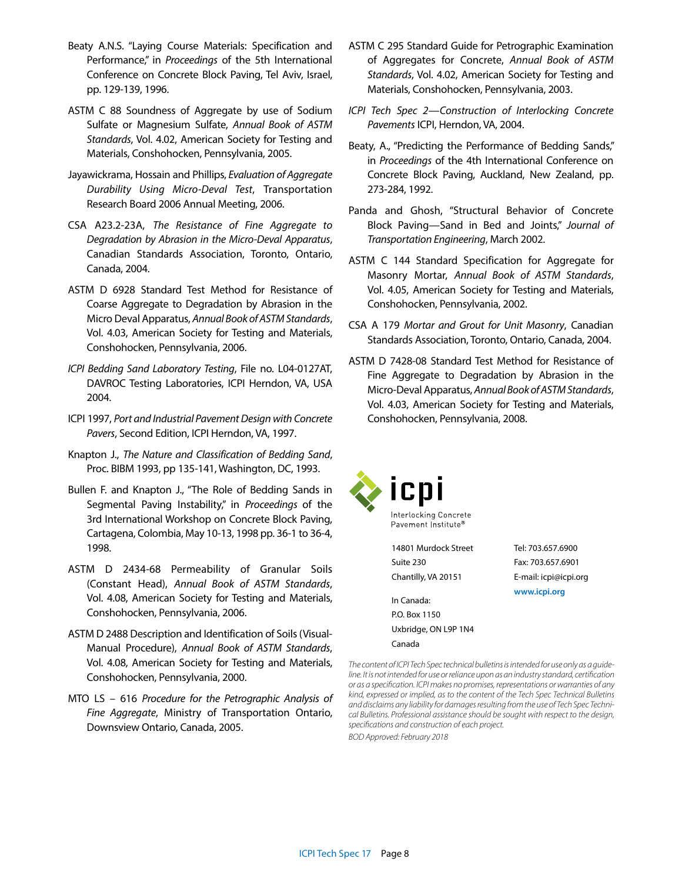Beaty A.N.S. "Laying Course Materials: Specification and Performance," in *Proceedings* of the 5th International Conference on Concrete Block Paving, Tel Aviv, Israel, pp. 129-139, 1996.

ASTM C 88 Soundness of Aggregate by use of Sodium Sulfate or Magnesium Sulfate, *Annual Book of ASTM Standards*, Vol. 4.02, American Society for Testing and Materials, Conshohocken, Pennsylvania, 2005.

Jayawickrama, Hossain and Phillips, *Evaluation of Aggregate Durability Using Micro-Deval Test*, Transportation Research Board 2006 Annual Meeting, 2006.

CSA A23.2-23A, *The Resistance of Fine Aggregate to Degradation by Abrasion in the Micro-Deval Apparatus*, Canadian Standards Association, Toronto, Ontario, Canada, 2004.

ASTM D 6928 Standard Test Method for Resistance of Coarse Aggregate to Degradation by Abrasion in the Micro Deval Apparatus, *Annual Book of ASTM Standards*, Vol. 4.03, American Society for Testing and Materials, Conshohocken, Pennsylvania, 2006.

*ICPI Bedding Sand Laboratory Testing*, File no. L04-0127AT, DAVROC Testing Laboratories, ICPI Herndon, VA, USA 2004.

ICPI 1997, *Port and Industrial Pavement Design with Concrete Pavers*, Second Edition, ICPI Herndon, VA, 1997.

Knapton J., *The Nature and Classification of Bedding Sand*, Proc. BIBM 1993, pp 135-141, Washington, DC, 1993.

Bullen F. and Knapton J., "The Role of Bedding Sands in Segmental Paving Instability," in *Proceedings* of the 3rd International Workshop on Concrete Block Paving, Cartagena, Colombia, May 10-13, 1998 pp. 36-1 to 36-4, 1998.

ASTM D 2434-68 Permeability of Granular Soils (Constant Head), *Annual Book of ASTM Standards*, Vol. 4.08, American Society for Testing and Materials, Conshohocken, Pennsylvania, 2006.

ASTM D 2488 Description and Identification of Soils (Visual-Manual Procedure), *Annual Book of ASTM Standards*, Vol. 4.08, American Society for Testing and Materials, Conshohocken, Pennsylvania, 2000.

MTO LS – 616 *Procedure for the Petrographic Analysis of Fine Aggregate*, Ministry of Transportation Ontario, Downsview Ontario, Canada, 2005.

ASTM C 295 Standard Guide for Petrographic Examination of Aggregates for Concrete, *Annual Book of ASTM Standards*, Vol. 4.02, American Society for Testing and Materials, Conshohocken, Pennsylvania, 2003.

*ICPI Tech Spec 2—Construction of Interlocking Concrete Pavements* ICPI, Herndon, VA, 2004.

Beaty, A., "Predicting the Performance of Bedding Sands," in *Proceedings* of the 4th International Conference on Concrete Block Paving, Auckland, New Zealand, pp. 273-284, 1992.

Panda and Ghosh, "Structural Behavior of Concrete Block Paving—Sand in Bed and Joints," *Journal of Transportation Engineering*, March 2002.

ASTM C 144 Standard Specification for Aggregate for Masonry Mortar, *Annual Book of ASTM Standards*, Vol. 4.05, American Society for Testing and Materials, Conshohocken, Pennsylvania, 2002.

CSA A 179 *Mortar and Grout for Unit Masonry*, Canadian Standards Association, Toronto, Ontario, Canada, 2004.

ASTM D 7428-08 Standard Test Method for Resistance of Fine Aggregate to Degradation by Abrasion in the Micro-Deval Apparatus, *Annual Book of ASTM Standards*, Vol. 4.03, American Society for Testing and Materials, Conshohocken, Pennsylvania, 2008.

icpi
Interlocking Concrete Pavement Institute®

14801 Murdock Street
Suite 230
Chantilly, VA 20151

In Canada:
P.O. Box 1150
Uxbridge, ON L9P 1N4
Canada

Tel: 703.657.6900
Fax: 703.657.6901
E-mail: icpi@icpi.org
www.icpi.org

*The content of ICPI Tech Spec technical bulletins is intended for use only as a guideline. It is not intended for use or reliance upon as an industry standard, certification or as a specification. ICPI makes no promises, representations or warranties of any kind, expressed or implied, as to the content of the Tech Spec Technical Bulletins and disclaims any liability for damages resulting from the use of Tech Spec Technical Bulletins. Professional assistance should be sought with respect to the design, specifications and construction of each project.*

*BOD Approved: February 2018*